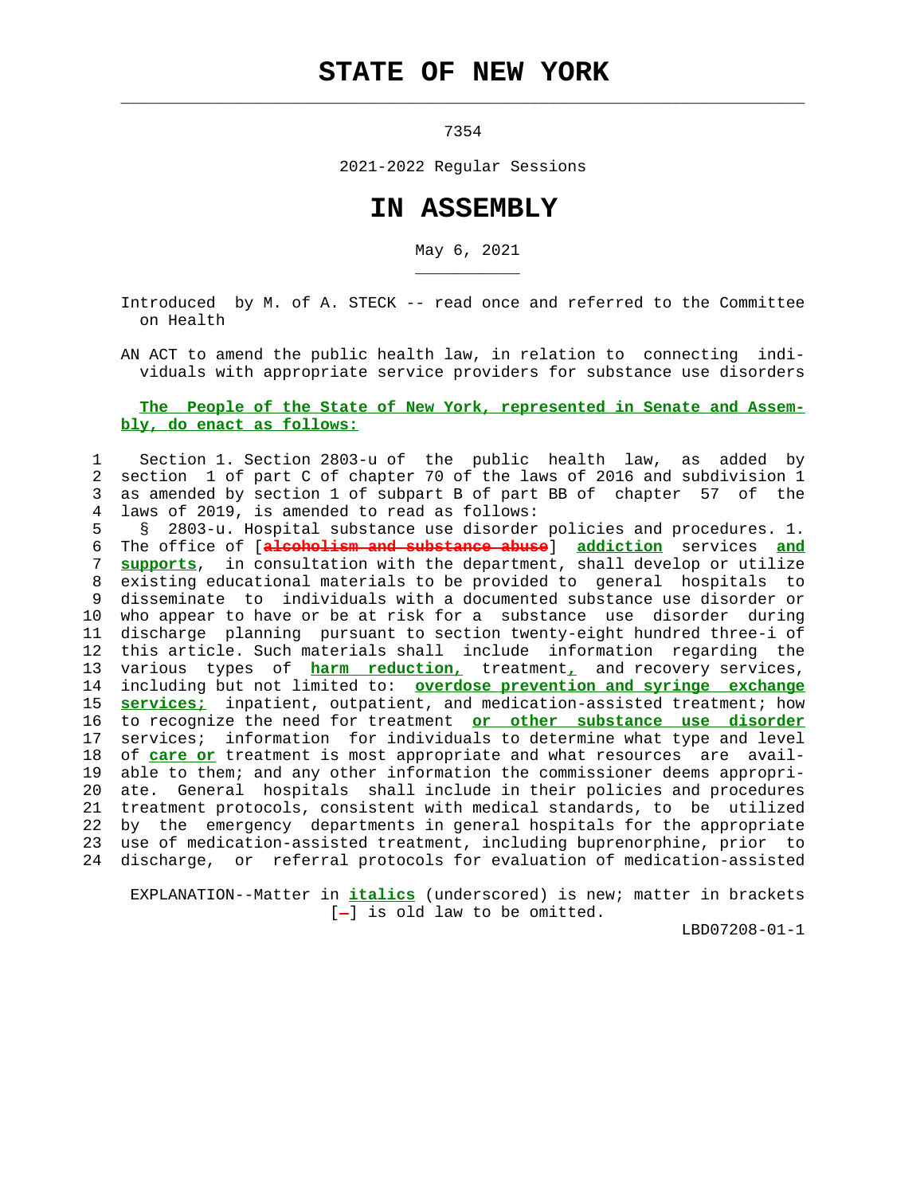# STATE OF NEW YORK

7354

2021-2022 Regular Sessions

# IN ASSEMBLY

May 6, 2021

Introduced by M. of A. STECK -- read once and referred to the Committee on Health

AN ACT to amend the public health law, in relation to connecting individuals with appropriate service providers for substance use disorders

**The People of the State of New York, represented in Senate and Assembly, do enact as follows:**

Section 1. Section 2803-u of the public health law, as added by section 1 of part C of chapter 70 of the laws of 2016 and subdivision 1 as amended by section 1 of subpart B of part BB of chapter 57 of the laws of 2019, is amended to read as follows:

§ 2803-u. Hospital substance use disorder policies and procedures. 1. The office of [~~alcoholism and substance abuse~~] *addiction* services *and supports*, in consultation with the department, shall develop or utilize existing educational materials to be provided to general hospitals to disseminate to individuals with a documented substance use disorder or who appear to have or be at risk for a substance use disorder during discharge planning pursuant to section twenty-eight hundred three-i of this article. Such materials shall include information regarding the various types of *harm reduction,* treatment*,* and recovery services, including but not limited to: *overdose prevention and syringe exchange services;* inpatient, outpatient, and medication-assisted treatment; how to recognize the need for treatment *or other substance use disorder* services; information for individuals to determine what type and level of *care or* treatment is most appropriate and what resources are available to them; and any other information the commissioner deems appropriate. General hospitals shall include in their policies and procedures treatment protocols, consistent with medical standards, to be utilized by the emergency departments in general hospitals for the appropriate use of medication-assisted treatment, including buprenorphine, prior to discharge, or referral protocols for evaluation of medication-assisted

EXPLANATION--Matter in *italics* (underscored) is new; matter in brackets [-] is old law to be omitted.

LBD07208-01-1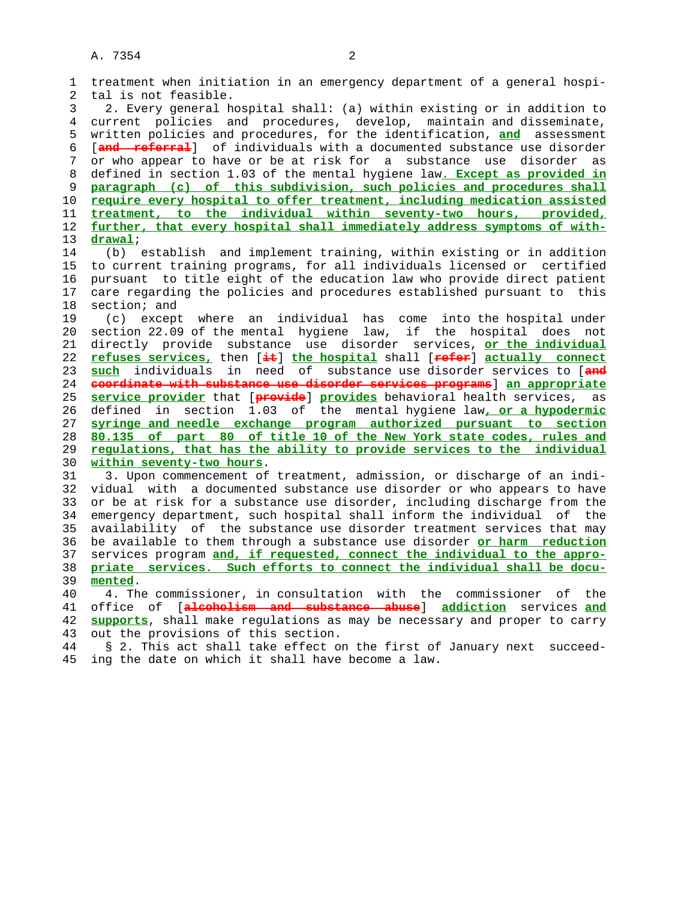treatment when initiation in an emergency department of a general hospital is not feasible.

2. Every general hospital shall: (a) within existing or in addition to current policies and procedures, develop, maintain and disseminate, written policies and procedures, for the identification, **and** assessment [~~and referral~~] of individuals with a documented substance use disorder or who appear to have or be at risk for a substance use disorder as defined in section 1.03 of the mental hygiene law**. Except as provided in paragraph (c) of this subdivision, such policies and procedures shall require every hospital to offer treatment, including medication assisted treatment, to the individual within seventy-two hours, provided, further, that every hospital shall immediately address symptoms of withdrawal**;

(b) establish and implement training, within existing or in addition to current training programs, for all individuals licensed or certified pursuant to title eight of the education law who provide direct patient care regarding the policies and procedures established pursuant to this section; and

(c) except where an individual has come into the hospital under section 22.09 of the mental hygiene law, if the hospital does not directly provide substance use disorder services, **or the individual refuses services,** then [~~it~~] **the hospital** shall [~~refer~~] **actually connect such** individuals in need of substance use disorder services to [~~and coordinate with substance use disorder services programs~~] **an appropriate service provider** that [~~provide~~] **provides** behavioral health services, as defined in section 1.03 of the mental hygiene law**, or a hypodermic syringe and needle exchange program authorized pursuant to section 80.135 of part 80 of title 10 of the New York state codes, rules and regulations, that has the ability to provide services to the individual within seventy-two hours**.

3. Upon commencement of treatment, admission, or discharge of an individual with a documented substance use disorder or who appears to have or be at risk for a substance use disorder, including discharge from the emergency department, such hospital shall inform the individual of the availability of the substance use disorder treatment services that may be available to them through a substance use disorder **or harm reduction** services program **and, if requested, connect the individual to the appropriate services. Such efforts to connect the individual shall be documented**.

4. The commissioner, in consultation with the commissioner of the office of [~~alcoholism and substance abuse~~] **addiction** services **and supports**, shall make regulations as may be necessary and proper to carry out the provisions of this section.

§ 2. This act shall take effect on the first of January next succeeding the date on which it shall have become a law.